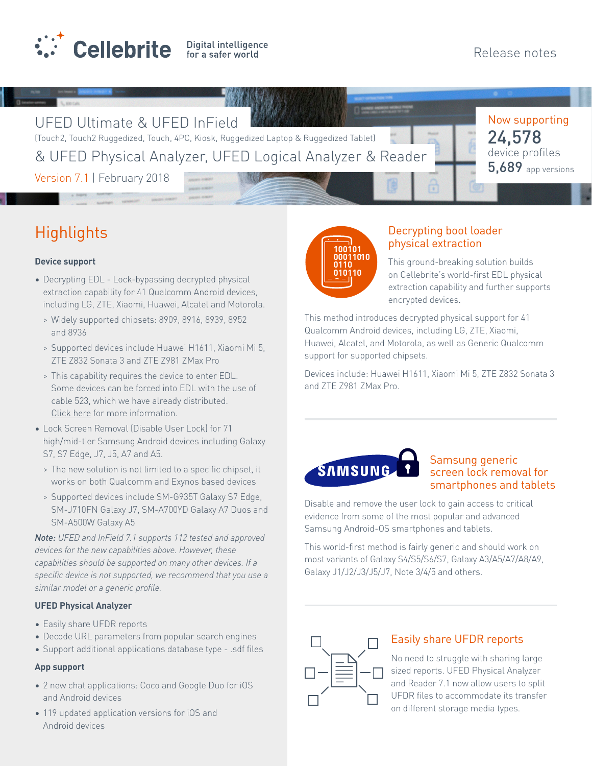Cellebrite — Digital intelligence for a safer world

Release notes

# UFED Ultimate & UFED InField

(Touch2, Touch2 Ruggedized, Touch, 4PC, Kiosk, Ruggedized Laptop & Ruggedized Tablet)

## & UFED Physical Analyzer, UFED Logical Analyzer & Reader

Version 7.1 | February 2018

Now supporting
**24,578** device profiles
**5,689** app versions

## Highlights

### Device support

- Decrypting EDL - Lock-bypassing decrypted physical extraction capability for 41 Qualcomm Android devices, including LG, ZTE, Xiaomi, Huawei, Alcatel and Motorola.
  - Widely supported chipsets: 8909, 8916, 8939, 8952 and 8936
  - Supported devices include Huawei H1611, Xiaomi Mi 5, ZTE Z832 Sonata 3 and ZTE Z981 ZMax Pro
  - This capability requires the device to enter EDL. Some devices can be forced into EDL with the use of cable 523, which we have already distributed. Click here for more information.
- Lock Screen Removal (Disable User Lock) for 71 high/mid-tier Samsung Android devices including Galaxy S7, S7 Edge, J7, J5, A7 and A5.
  - The new solution is not limited to a specific chipset, it works on both Qualcomm and Exynos based devices
  - Supported devices include SM-G935T Galaxy S7 Edge, SM-J710FN Galaxy J7, SM-A700YD Galaxy A7 Duos and SM-A500W Galaxy A5

***Note:** UFED and InField 7.1 supports 112 tested and approved devices for the new capabilities above. However, these capabilities should be supported on many other devices. If a specific device is not supported, we recommend that you use a similar model or a generic profile.*

### UFED Physical Analyzer

- Easily share UFDR reports
- Decode URL parameters from popular search engines
- Support additional applications database type - .sdf files

### App support

- 2 new chat applications: Coco and Google Duo for iOS and Android devices
- 119 updated application versions for iOS and Android devices

### Decrypting boot loader physical extraction

This ground-breaking solution builds on Cellebrite's world-first EDL physical extraction capability and further supports encrypted devices.

This method introduces decrypted physical support for 41 Qualcomm Android devices, including LG, ZTE, Xiaomi, Huawei, Alcatel, and Motorola, as well as Generic Qualcomm support for supported chipsets.

Devices include: Huawei H1611, Xiaomi Mi 5, ZTE Z832 Sonata 3 and ZTE Z981 ZMax Pro.

### Samsung generic screen lock removal for smartphones and tablets

Disable and remove the user lock to gain access to critical evidence from some of the most popular and advanced Samsung Android-OS smartphones and tablets.

This world-first method is fairly generic and should work on most variants of Galaxy S4/S5/S6/S7, Galaxy A3/A5/A7/A8/A9, Galaxy J1/J2/J3/J5/J7, Note 3/4/5 and others.

### Easily share UFDR reports

No need to struggle with sharing large sized reports. UFED Physical Analyzer and Reader 7.1 now allow users to split UFDR files to accommodate its transfer on different storage media types.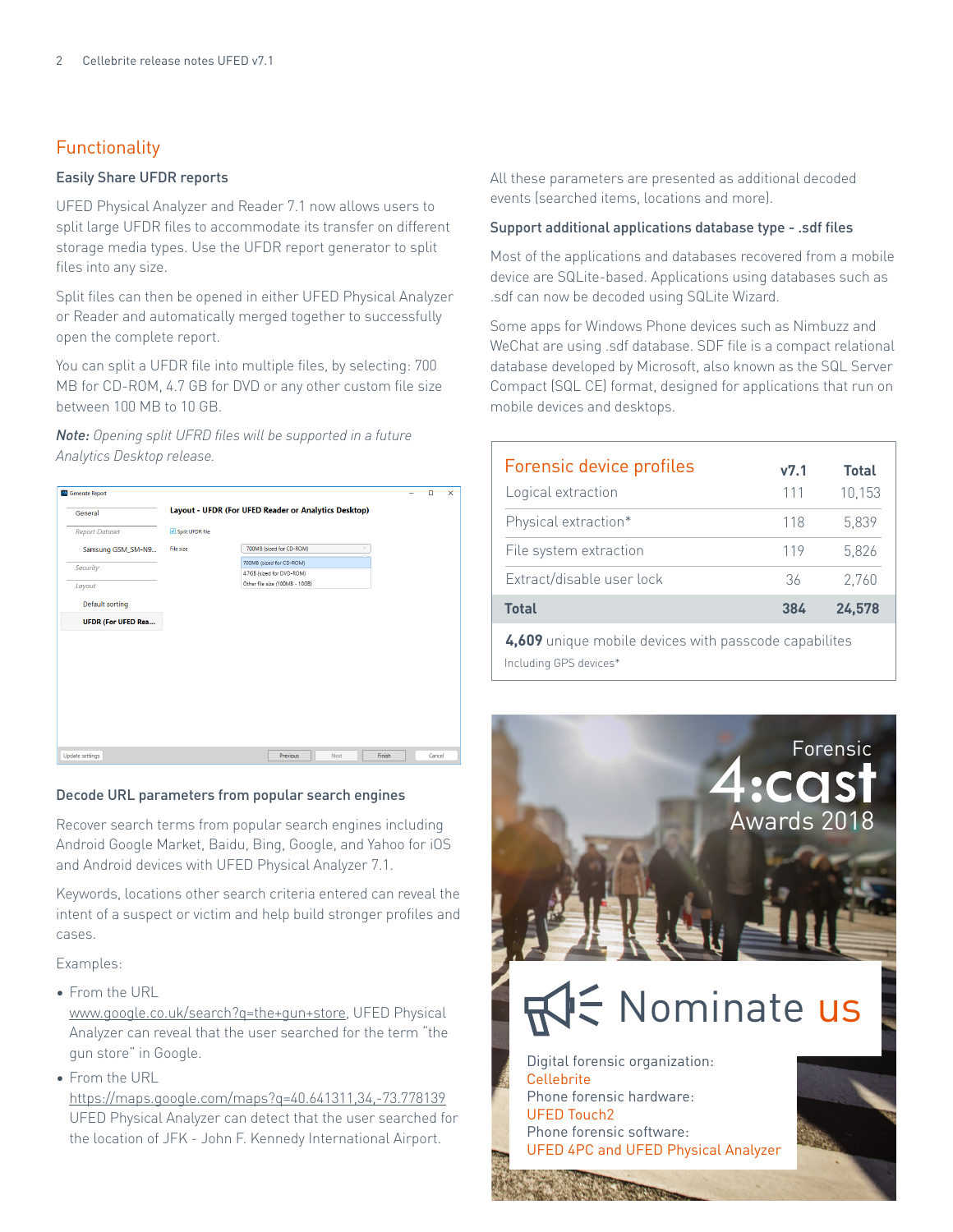## Functionality

### Easily Share UFDR reports

UFED Physical Analyzer and Reader 7.1 now allows users to split large UFDR files to accommodate its transfer on different storage media types. Use the UFDR report generator to split files into any size.

Split files can then be opened in either UFED Physical Analyzer or Reader and automatically merged together to successfully open the complete report.

You can split a UFDR file into multiple files, by selecting: 700 MB for CD-ROM, 4.7 GB for DVD or any other custom file size between 100 MB to 10 GB.

***Note:*** *Opening split UFRD files will be supported in a future Analytics Desktop release.*

### Decode URL parameters from popular search engines

Recover search terms from popular search engines including Android Google Market, Baidu, Bing, Google, and Yahoo for iOS and Android devices with UFED Physical Analyzer 7.1.

Keywords, locations other search criteria entered can reveal the intent of a suspect or victim and help build stronger profiles and cases.

Examples:

- From the URL www.google.co.uk/search?q=the+gun+store, UFED Physical Analyzer can reveal that the user searched for the term "the gun store" in Google.
- From the URL https://maps.google.com/maps?q=40.641311,34,-73.778139 UFED Physical Analyzer can detect that the user searched for the location of JFK - John F. Kennedy International Airport.

All these parameters are presented as additional decoded events (searched items, locations and more).

### Support additional applications database type - .sdf files

Most of the applications and databases recovered from a mobile device are SQLite-based. Applications using databases such as .sdf can now be decoded using SQLite Wizard.

Some apps for Windows Phone devices such as Nimbuzz and WeChat are using .sdf database. SDF file is a compact relational database developed by Microsoft, also known as the SQL Server Compact (SQL CE) format, designed for applications that run on mobile devices and desktops.

| Forensic device profiles | v7.1 | Total |
|---|---|---|
| Logical extraction | 111 | 10,153 |
| Physical extraction* | 118 | 5,839 |
| File system extraction | 119 | 5,826 |
| Extract/disable user lock | 36 | 2,760 |
| **Total** | **384** | **24,578** |

**4,609** unique mobile devices with passcode capabilites

Including GPS devices*

Forensic 4:cast Awards 2018

Nominate us

Digital forensic organization: Cellebrite
Phone forensic hardware: UFED Touch2
Phone forensic software: UFED 4PC and UFED Physical Analyzer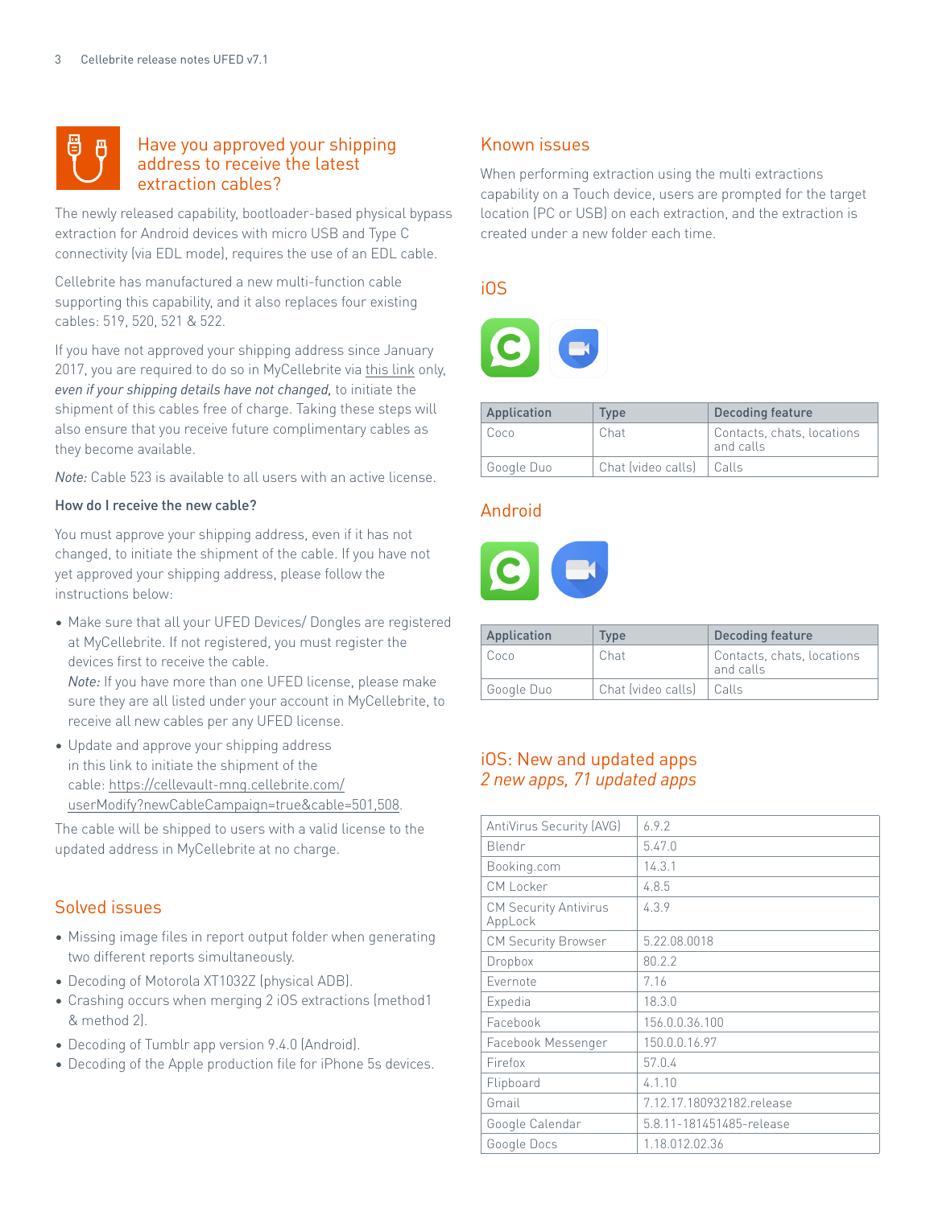## Have you approved your shipping address to receive the latest extraction cables?

The newly released capability, bootloader-based physical bypass extraction for Android devices with micro USB and Type C connectivity (via EDL mode), requires the use of an EDL cable.

Cellebrite has manufactured a new multi-function cable supporting this capability, and it also replaces four existing cables: 519, 520, 521 & 522.

If you have not approved your shipping address since January 2017, you are required to do so in MyCellebrite via this link only, *even if your shipping details have not changed,* to initiate the shipment of this cables free of charge. Taking these steps will also ensure that you receive future complimentary cables as they become available.

*Note:* Cable 523 is available to all users with an active license.

**How do I receive the new cable?**

You must approve your shipping address, even if it has not changed, to initiate the shipment of the cable. If you have not yet approved your shipping address, please follow the instructions below:

- Make sure that all your UFED Devices/ Dongles are registered at MyCellebrite. If not registered, you must register the devices first to receive the cable.
  *Note:* If you have more than one UFED license, please make sure they are all listed under your account in MyCellebrite, to receive all new cables per any UFED license.
- Update and approve your shipping address in this link to initiate the shipment of the cable: https://cellevault-mng.cellebrite.com/userModify?newCableCampaign=true&cable=501,508.

The cable will be shipped to users with a valid license to the updated address in MyCellebrite at no charge.

## Solved issues

- Missing image files in report output folder when generating two different reports simultaneously.
- Decoding of Motorola XT1032Z (physical ADB).
- Crashing occurs when merging 2 iOS extractions (method1 & method 2).
- Decoding of Tumblr app version 9.4.0 (Android).
- Decoding of the Apple production file for iPhone 5s devices.

## Known issues

When performing extraction using the multi extractions capability on a Touch device, users are prompted for the target location (PC or USB) on each extraction, and the extraction is created under a new folder each time.

## iOS

| Application | Type | Decoding feature |
|---|---|---|
| Coco | Chat | Contacts, chats, locations and calls |
| Google Duo | Chat (video calls) | Calls |

## Android

| Application | Type | Decoding feature |
|---|---|---|
| Coco | Chat | Contacts, chats, locations and calls |
| Google Duo | Chat (video calls) | Calls |

## iOS: New and updated apps
*2 new apps, 71 updated apps*

| | |
|---|---|
| AntiVirus Security (AVG) | 6.9.2 |
| Blendr | 5.47.0 |
| Booking.com | 14.3.1 |
| CM Locker | 4.8.5 |
| CM Security Antivirus AppLock | 4.3.9 |
| CM Security Browser | 5.22.08.0018 |
| Dropbox | 80.2.2 |
| Evernote | 7.16 |
| Expedia | 18.3.0 |
| Facebook | 156.0.0.36.100 |
| Facebook Messenger | 150.0.0.16.97 |
| Firefox | 57.0.4 |
| Flipboard | 4.1.10 |
| Gmail | 7.12.17.180932182.release |
| Google Calendar | 5.8.11-181451485-release |
| Google Docs | 1.18.012.02.36 |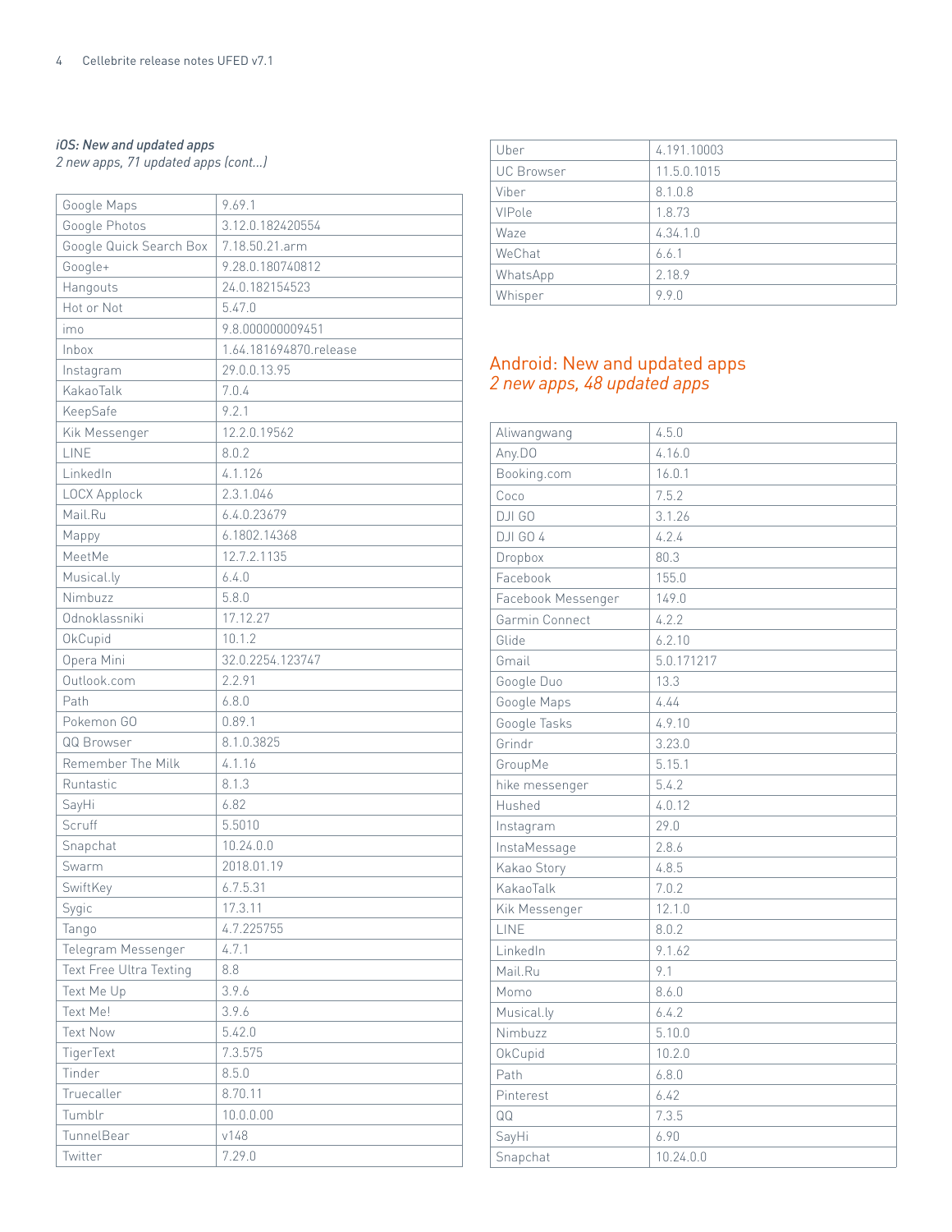*iOS: New and updated apps*
*2 new apps, 71 updated apps (cont...)*

| | |
|---|---|
| Google Maps | 9.69.1 |
| Google Photos | 3.12.0.182420554 |
| Google Quick Search Box | 7.18.50.21.arm |
| Google+ | 9.28.0.180740812 |
| Hangouts | 24.0.182154523 |
| Hot or Not | 5.47.0 |
| imo | 9.8.000000009451 |
| Inbox | 1.64.181694870.release |
| Instagram | 29.0.0.13.95 |
| KakaoTalk | 7.0.4 |
| KeepSafe | 9.2.1 |
| Kik Messenger | 12.2.0.19562 |
| LINE | 8.0.2 |
| LinkedIn | 4.1.126 |
| LOCX Applock | 2.3.1.046 |
| Mail.Ru | 6.4.0.23679 |
| Mappy | 6.1802.14368 |
| MeetMe | 12.7.2.1135 |
| Musical.ly | 6.4.0 |
| Nimbuzz | 5.8.0 |
| Odnoklassniki | 17.12.27 |
| OkCupid | 10.1.2 |
| Opera Mini | 32.0.2254.123747 |
| Outlook.com | 2.2.91 |
| Path | 6.8.0 |
| Pokemon GO | 0.89.1 |
| QQ Browser | 8.1.0.3825 |
| Remember The Milk | 4.1.16 |
| Runtastic | 8.1.3 |
| SayHi | 6.82 |
| Scruff | 5.5010 |
| Snapchat | 10.24.0.0 |
| Swarm | 2018.01.19 |
| SwiftKey | 6.7.5.31 |
| Sygic | 17.3.11 |
| Tango | 4.7.225755 |
| Telegram Messenger | 4.7.1 |
| Text Free Ultra Texting | 8.8 |
| Text Me Up | 3.9.6 |
| Text Me! | 3.9.6 |
| Text Now | 5.42.0 |
| TigerText | 7.3.575 |
| Tinder | 8.5.0 |
| Truecaller | 8.70.11 |
| Tumblr | 10.0.0.00 |
| TunnelBear | v148 |
| Twitter | 7.29.0 |
| Uber | 4.191.10003 |
| UC Browser | 11.5.0.1015 |
| Viber | 8.1.0.8 |
| VIPole | 1.8.73 |
| Waze | 4.34.1.0 |
| WeChat | 6.6.1 |
| WhatsApp | 2.18.9 |
| Whisper | 9.9.0 |

## Android: New and updated apps
*2 new apps, 48 updated apps*

| | |
|---|---|
| Aliwangwang | 4.5.0 |
| Any.DO | 4.16.0 |
| Booking.com | 16.0.1 |
| Coco | 7.5.2 |
| DJI GO | 3.1.26 |
| DJI GO 4 | 4.2.4 |
| Dropbox | 80.3 |
| Facebook | 155.0 |
| Facebook Messenger | 149.0 |
| Garmin Connect | 4.2.2 |
| Glide | 6.2.10 |
| Gmail | 5.0.171217 |
| Google Duo | 13.3 |
| Google Maps | 4.44 |
| Google Tasks | 4.9.10 |
| Grindr | 3.23.0 |
| GroupMe | 5.15.1 |
| hike messenger | 5.4.2 |
| Hushed | 4.0.12 |
| Instagram | 29.0 |
| InstaMessage | 2.8.6 |
| Kakao Story | 4.8.5 |
| KakaoTalk | 7.0.2 |
| Kik Messenger | 12.1.0 |
| LINE | 8.0.2 |
| LinkedIn | 9.1.62 |
| Mail.Ru | 9.1 |
| Momo | 8.6.0 |
| Musical.ly | 6.4.2 |
| Nimbuzz | 5.10.0 |
| OkCupid | 10.2.0 |
| Path | 6.8.0 |
| Pinterest | 6.42 |
| QQ | 7.3.5 |
| SayHi | 6.90 |
| Snapchat | 10.24.0.0 |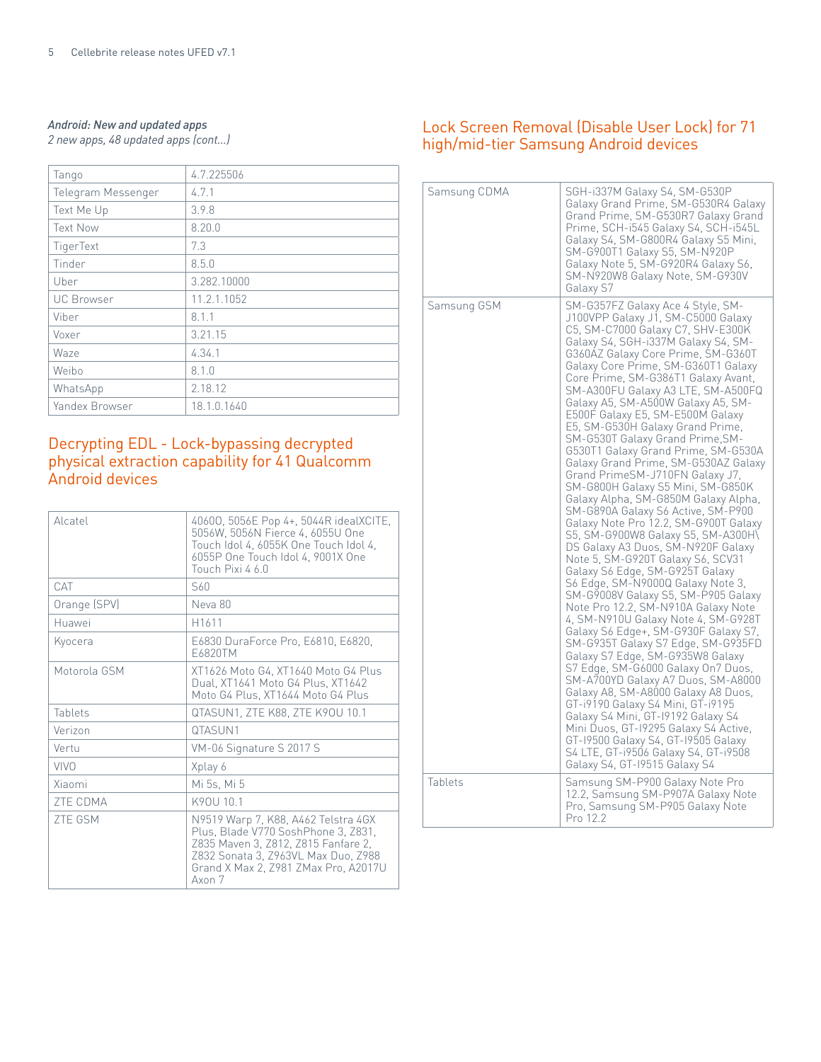*Android: New and updated apps*
*2 new apps, 48 updated apps (cont...)*

| | |
|---|---|
| Tango | 4.7.225506 |
| Telegram Messenger | 4.7.1 |
| Text Me Up | 3.9.8 |
| Text Now | 8.20.0 |
| TigerText | 7.3 |
| Tinder | 8.5.0 |
| Uber | 3.282.10000 |
| UC Browser | 11.2.1.1052 |
| Viber | 8.1.1 |
| Voxer | 3.21.15 |
| Waze | 4.34.1 |
| Weibo | 8.1.0 |
| WhatsApp | 2.18.12 |
| Yandex Browser | 18.1.0.1640 |

## Decrypting EDL - Lock-bypassing decrypted physical extraction capability for 41 Qualcomm Android devices

| | |
|---|---|
| Alcatel | 4060O, 5056E Pop 4+, 5044R idealXCITE, 5056W, 5056N Fierce 4, 6055U One Touch Idol 4, 6055K One Touch Idol 4, 6055P One Touch Idol 4, 9001X One Touch Pixi 4 6.0 |
| CAT | S60 |
| Orange (SPV) | Neva 80 |
| Huawei | H1611 |
| Kyocera | E6830 DuraForce Pro, E6810, E6820, E6820TM |
| Motorola GSM | XT1626 Moto G4, XT1640 Moto G4 Plus Dual, XT1641 Moto G4 Plus, XT1642 Moto G4 Plus, XT1644 Moto G4 Plus |
| Tablets | QTASUN1, ZTE K88, ZTE K9OU 10.1 |
| Verizon | QTASUN1 |
| Vertu | VM-06 Signature S 2017 S |
| VIVO | Xplay 6 |
| Xiaomi | Mi 5s, Mi 5 |
| ZTE CDMA | K9OU 10.1 |
| ZTE GSM | N9519 Warp 7, K88, A462 Telstra 4GX Plus, Blade V770 SoshPhone 3, Z831, Z835 Maven 3, Z812, Z815 Fanfare 2, Z832 Sonata 3, Z963VL Max Duo, Z988 Grand X Max 2, Z981 ZMax Pro, A2017U Axon 7 |

## Lock Screen Removal (Disable User Lock) for 71 high/mid-tier Samsung Android devices

| | |
|---|---|
| Samsung CDMA | SGH-i337M Galaxy S4, SM-G530P Galaxy Grand Prime, SM-G530R4 Galaxy Grand Prime, SM-G530R7 Galaxy Grand Prime, SCH-i545 Galaxy S4, SCH-i545L Galaxy S4, SM-G800R4 Galaxy S5 Mini, SM-G900T1 Galaxy S5, SM-N920P Galaxy Note 5, SM-G920R4 Galaxy S6, SM-N920W8 Galaxy Note, SM-G930V Galaxy S7 |
| Samsung GSM | SM-G357FZ Galaxy Ace 4 Style, SM-J100VPP Galaxy J1, SM-C5000 Galaxy C5, SM-C7000 Galaxy C7, SHV-E300K Galaxy S4, SGH-i337M Galaxy S4, SM-G360AZ Galaxy Core Prime, SM-G360T Galaxy Core Prime, SM-G360T1 Galaxy Core Prime, SM-G386T1 Galaxy Avant, SM-A300FU Galaxy A3 LTE, SM-A500FQ Galaxy A5, SM-A500W Galaxy A5, SM-E500F Galaxy E5, SM-E500M Galaxy E5, SM-G530H Galaxy Grand Prime, SM-G530T Galaxy Grand Prime,SM-G530T1 Galaxy Grand Prime, SM-G530A Galaxy Grand Prime, SM-G530AZ Galaxy Grand PrimeSM-J710FN Galaxy J7, SM-G800H Galaxy S5 Mini, SM-G850K Galaxy Alpha, SM-G850M Galaxy Alpha, SM-G890A Galaxy S6 Active, SM-P900 Galaxy Note Pro 12.2, SM-G900T Galaxy S5, SM-G900W8 Galaxy S5, SM-A300H\DS Galaxy A3 Duos, SM-N920F Galaxy Note 5, SM-G920T Galaxy S6, SCV31 Galaxy S6 Edge, SM-G925T Galaxy S6 Edge, SM-N9000Q Galaxy Note 3, SM-G9008V Galaxy S5, SM-P905 Galaxy Note Pro 12.2, SM-N910A Galaxy Note 4, SM-N910U Galaxy Note 4, SM-G928T Galaxy S6 Edge+, SM-G930F Galaxy S7, SM-G935T Galaxy S7 Edge, SM-G935FD Galaxy S7 Edge, SM-G935W8 Galaxy S7 Edge, SM-G6000 Galaxy On7 Duos, SM-A700YD Galaxy A7 Duos, SM-A8000 Galaxy A8, SM-A8000 Galaxy A8 Duos, GT-i9190 Galaxy S4 Mini, GT-i9195 Galaxy S4 Mini, GT-I9192 Galaxy S4 Mini Duos, GT-I9295 Galaxy S4 Active, GT-I9500 Galaxy S4, GT-I9505 Galaxy S4 LTE, GT-i9506 Galaxy S4, GT-i9508 Galaxy S4, GT-I9515 Galaxy S4 |
| Tablets | Samsung SM-P900 Galaxy Note Pro 12.2, Samsung SM-P907A Galaxy Note Pro, Samsung SM-P905 Galaxy Note Pro 12.2 |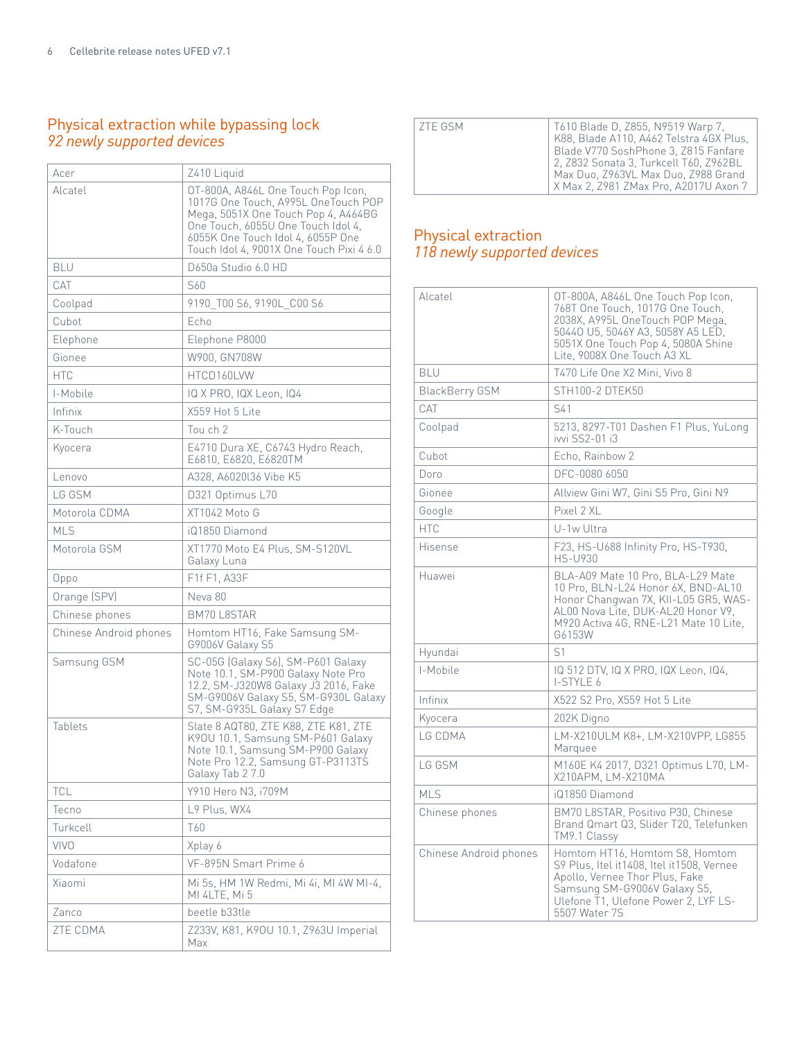## Physical extraction while bypassing lock
*92 newly supported devices*

| | |
|---|---|
| Acer | Z410 Liquid |
| Alcatel | OT-800A, A846L One Touch Pop Icon, 1017G One Touch, A995L OneTouch POP Mega, 5051X One Touch Pop 4, A464BG One Touch, 6055U One Touch Idol 4, 6055K One Touch Idol 4, 6055P One Touch Idol 4, 9001X One Touch Pixi 4 6.0 |
| BLU | D650a Studio 6.0 HD |
| CAT | S60 |
| Coolpad | 9190_T00 S6, 9190L_C00 S6 |
| Cubot | Echo |
| Elephone | Elephone P8000 |
| Gionee | W900, GN708W |
| HTC | HTCD160LVW |
| I-Mobile | IQ X PRO, IQX Leon, IQ4 |
| Infinix | X559 Hot 5 Lite |
| K-Touch | Tou ch 2 |
| Kyocera | E4710 Dura XE, C6743 Hydro Reach, E6810, E6820, E6820TM |
| Lenovo | A328, A6020l36 Vibe K5 |
| LG GSM | D321 Optimus L70 |
| Motorola CDMA | XT1042 Moto G |
| MLS | iQ1850 Diamond |
| Motorola GSM | XT1770 Moto E4 Plus, SM-S120VL Galaxy Luna |
| Oppo | F1f F1, A33F |
| Orange (SPV) | Neva 80 |
| Chinese phones | BM70 L8STAR |
| Chinese Android phones | Homtom HT16, Fake Samsung SM-G9006V Galaxy S5 |
| Samsung GSM | SC-05G (Galaxy S6), SM-P601 Galaxy Note 10.1, SM-P900 Galaxy Note Pro 12.2, SM-J320W8 Galaxy J3 2016, Fake SM-G9006V Galaxy S5, SM-G930L Galaxy S7, SM-G935L Galaxy S7 Edge |
| Tablets | Slate 8 AQT80, ZTE K88, ZTE K81, ZTE K9OU 10.1, Samsung SM-P601 Galaxy Note 10.1, Samsung SM-P900 Galaxy Note Pro 12.2, Samsung GT-P3113TS Galaxy Tab 2 7.0 |
| TCL | Y910 Hero N3, i709M |
| Tecno | L9 Plus, WX4 |
| Turkcell | T60 |
| VIVO | Xplay 6 |
| Vodafone | VF-895N Smart Prime 6 |
| Xiaomi | Mi 5s, HM 1W Redmi, Mi 4i, MI 4W MI-4, MI 4LTE, Mi 5 |
| Zanco | beetle b33tle |
| ZTE CDMA | Z233V, K81, K9OU 10.1, Z963U Imperial Max |
| ZTE GSM | T610 Blade D, Z855, N9519 Warp 7, K88, Blade A110, A462 Telstra 4GX Plus, Blade V770 SoshPhone 3, Z815 Fanfare 2, Z832 Sonata 3, Turkcell T60, Z962BL Max Duo, Z963VL Max Duo, Z988 Grand X Max 2, Z981 ZMax Pro, A2017U Axon 7 |

## Physical extraction
*118 newly supported devices*

| | |
|---|---|
| Alcatel | OT-800A, A846L One Touch Pop Icon, 768T One Touch, 1017G One Touch, 2038X, A995L OneTouch POP Mega, 5044O U5, 5046Y A3, 5058Y A5 LED, 5051X One Touch Pop 4, 5080A Shine Lite, 9008X One Touch A3 XL |
| BLU | T470 Life One X2 Mini, Vivo 8 |
| BlackBerry GSM | STH100-2 DTEK50 |
| CAT | S41 |
| Coolpad | 5213, 8297-T01 Dashen F1 Plus, YuLong ivvi SS2-01 i3 |
| Cubot | Echo, Rainbow 2 |
| Doro | DFC-0080 6050 |
| Gionee | Allview Gini W7, Gini S5 Pro, Gini N9 |
| Google | Pixel 2 XL |
| HTC | U-1w Ultra |
| Hisense | F23, HS-U688 Infinity Pro, HS-T930, HS-U930 |
| Huawei | BLA-A09 Mate 10 Pro, BLA-L29 Mate 10 Pro, BLN-L24 Honor 6X, BND-AL10 Honor Changwan 7X, KII-L05 GR5, WAS-AL00 Nova Lite, DUK-AL20 Honor V9, M920 Activa 4G, RNE-L21 Mate 10 Lite, G6153W |
| Hyundai | S1 |
| I-Mobile | IQ 512 DTV, IQ X PRO, IQX Leon, IQ4, I-STYLE 6 |
| Infinix | X522 S2 Pro, X559 Hot 5 Lite |
| Kyocera | 202K Digno |
| LG CDMA | LM-X210ULM K8+, LM-X210VPP, LG855 Marquee |
| LG GSM | M160E K4 2017, D321 Optimus L70, LM-X210APM, LM-X210MA |
| MLS | iQ1850 Diamond |
| Chinese phones | BM70 L8STAR, Positivo P30, Chinese Brand Qmart Q3, Slider T20, Telefunken TM9.1 Classy |
| Chinese Android phones | Homtom HT16, Homtom S8, Homtom S9 Plus, Itel it1408, Itel it1508, Vernee Apollo, Vernee Thor Plus, Fake Samsung SM-G9006V Galaxy S5, Ulefone T1, Ulefone Power 2, LYF LS-5507 Water 7S |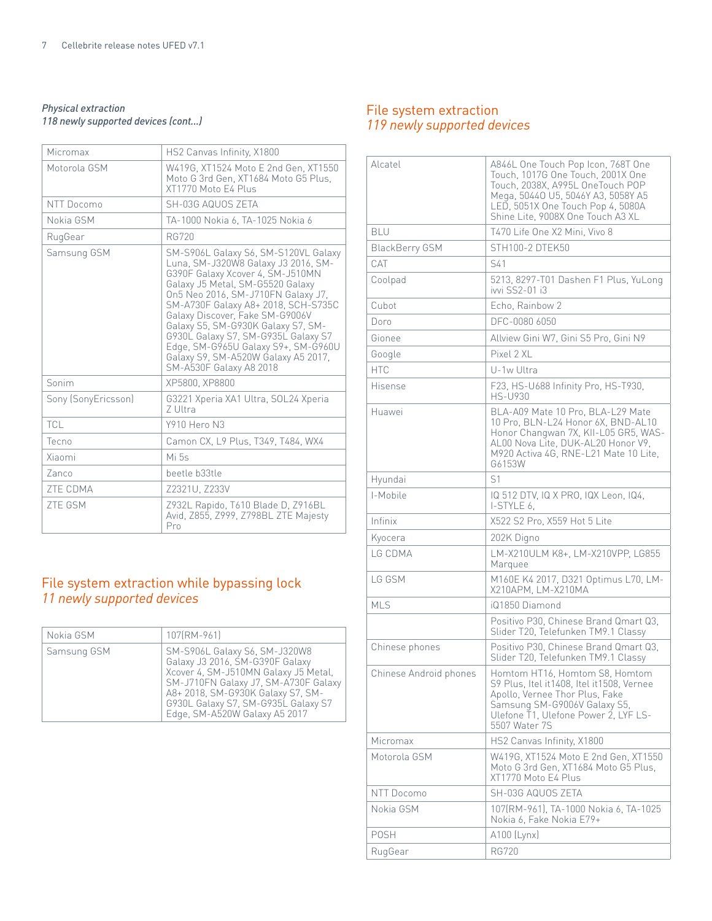*Physical extraction*
*118 newly supported devices (cont...)*

| | |
|---|---|
| Micromax | HS2 Canvas Infinity, X1800 |
| Motorola GSM | W419G, XT1524 Moto E 2nd Gen, XT1550 Moto G 3rd Gen, XT1684 Moto G5 Plus, XT1770 Moto E4 Plus |
| NTT Docomo | SH-03G AQUOS ZETA |
| Nokia GSM | TA-1000 Nokia 6, TA-1025 Nokia 6 |
| RugGear | RG720 |
| Samsung GSM | SM-S906L Galaxy S6, SM-S120VL Galaxy Luna, SM-J320W8 Galaxy J3 2016, SM-G390F Galaxy Xcover 4, SM-J510MN Galaxy J5 Metal, SM-G5520 Galaxy On5 Neo 2016, SM-J710FN Galaxy J7, SM-A730F Galaxy A8+ 2018, SCH-S735C Galaxy Discover, Fake SM-G9006V Galaxy S5, SM-G930K Galaxy S7, SM-G930L Galaxy S7, SM-G935L Galaxy S7 Edge, SM-G965U Galaxy S9+, SM-G960U Galaxy S9, SM-A520W Galaxy A5 2017, SM-A530F Galaxy A8 2018 |
| Sonim | XP5800, XP8800 |
| Sony (SonyEricsson) | G3221 Xperia XA1 Ultra, SOL24 Xperia Z Ultra |
| TCL | Y910 Hero N3 |
| Tecno | Camon CX, L9 Plus, T349, T484, WX4 |
| Xiaomi | Mi 5s |
| Zanco | beetle b33tle |
| ZTE CDMA | Z2321U, Z233V |
| ZTE GSM | Z932L Rapido, T610 Blade D, Z916BL Avid, Z855, Z999, Z798BL ZTE Majesty Pro |

## File system extraction while bypassing lock
*11 newly supported devices*

| | |
|---|---|
| Nokia GSM | 107(RM-961) |
| Samsung GSM | SM-S906L Galaxy S6, SM-J320W8 Galaxy J3 2016, SM-G390F Galaxy Xcover 4, SM-J510MN Galaxy J5 Metal, SM-J710FN Galaxy J7, SM-A730F Galaxy A8+ 2018, SM-G930K Galaxy S7, SM-G930L Galaxy S7, SM-G935L Galaxy S7 Edge, SM-A520W Galaxy A5 2017 |

## File system extraction
*119 newly supported devices*

| | |
|---|---|
| Alcatel | A846L One Touch Pop Icon, 768T One Touch, 1017G One Touch, 2001X One Touch, 2038X, A995L OneTouch POP Mega, 5044O U5, 5046Y A3, 5058Y A5 LED, 5051X One Touch Pop 4, 5080A Shine Lite, 9008X One Touch A3 XL |
| BLU | T470 Life One X2 Mini, Vivo 8 |
| BlackBerry GSM | STH100-2 DTEK50 |
| CAT | S41 |
| Coolpad | 5213, 8297-T01 Dashen F1 Plus, YuLong ivvi SS2-01 i3 |
| Cubot | Echo, Rainbow 2 |
| Doro | DFC-0080 6050 |
| Gionee | Allview Gini W7, Gini S5 Pro, Gini N9 |
| Google | Pixel 2 XL |
| HTC | U-1w Ultra |
| Hisense | F23, HS-U688 Infinity Pro, HS-T930, HS-U930 |
| Huawei | BLA-A09 Mate 10 Pro, BLA-L29 Mate 10 Pro, BLN-L24 Honor 6X, BND-AL10 Honor Changwan 7X, KII-L05 GR5, WAS-AL00 Nova Lite, DUK-AL20 Honor V9, M920 Activa 4G, RNE-L21 Mate 10 Lite, G6153W |
| Hyundai | S1 |
| I-Mobile | IQ 512 DTV, IQ X PRO, IQX Leon, IQ4, I-STYLE 6, |
| Infinix | X522 S2 Pro, X559 Hot 5 Lite |
| Kyocera | 202K Digno |
| LG CDMA | LM-X210ULM K8+, LM-X210VPP, LG855 Marquee |
| LG GSM | M160E K4 2017, D321 Optimus L70, LM-X210APM, LM-X210MA |
| MLS | iQ1850 Diamond |
| | Positivo P30, Chinese Brand Qmart Q3, Slider T20, Telefunken TM9.1 Classy |
| Chinese phones | Positivo P30, Chinese Brand Qmart Q3, Slider T20, Telefunken TM9.1 Classy |
| Chinese Android phones | Homtom HT16, Homtom S8, Homtom S9 Plus, Itel it1408, Itel it1508, Vernee Apollo, Vernee Thor Plus, Fake Samsung SM-G9006V Galaxy S5, Ulefone T1, Ulefone Power 2, LYF LS-5507 Water 7S |
| Micromax | HS2 Canvas Infinity, X1800 |
| Motorola GSM | W419G, XT1524 Moto E 2nd Gen, XT1550 Moto G 3rd Gen, XT1684 Moto G5 Plus, XT1770 Moto E4 Plus |
| NTT Docomo | SH-03G AQUOS ZETA |
| Nokia GSM | 107(RM-961), TA-1000 Nokia 6, TA-1025 Nokia 6, Fake Nokia E79+ |
| POSH | A100 (Lynx) |
| RugGear | RG720 |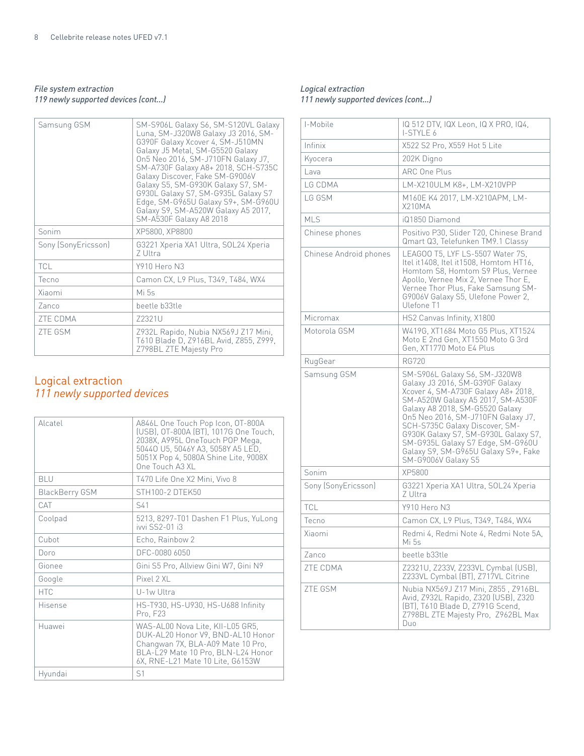*File system extraction*
*119 newly supported devices (cont...)*

| | |
|---|---|
| Samsung GSM | SM-S906L Galaxy S6, SM-S120VL Galaxy Luna, SM-J320W8 Galaxy J3 2016, SM-G390F Galaxy Xcover 4, SM-J510MN Galaxy J5 Metal, SM-G5520 Galaxy On5 Neo 2016, SM-J710FN Galaxy J7, SM-A730F Galaxy A8+ 2018, SCH-S735C Galaxy Discover, Fake SM-G9006V Galaxy S5, SM-G930K Galaxy S7, SM-G930L Galaxy S7, SM-G935L Galaxy S7 Edge, SM-G965U Galaxy S9+, SM-G960U Galaxy S9, SM-A520W Galaxy A5 2017, SM-A530F Galaxy A8 2018 |
| Sonim | XP5800, XP8800 |
| Sony (SonyEricsson) | G3221 Xperia XA1 Ultra, SOL24 Xperia Z Ultra |
| TCL | Y910 Hero N3 |
| Tecno | Camon CX, L9 Plus, T349, T484, WX4 |
| Xiaomi | Mi 5s |
| Zanco | beetle b33tle |
| ZTE CDMA | Z2321U |
| ZTE GSM | Z932L Rapido, Nubia NX569J Z17 Mini, T610 Blade D, Z916BL Avid, Z855, Z999, Z798BL ZTE Majesty Pro |

## Logical extraction
*111 newly supported devices*

| | |
|---|---|
| Alcatel | A846L One Touch Pop Icon, OT-800A (USB), OT-800A (BT), 1017G One Touch, 2038X, A995L OneTouch POP Mega, 5044O U5, 5046Y A3, 5058Y A5 LED, 5051X Pop 4, 5080A Shine Lite, 9008X One Touch A3 XL |
| BLU | T470 Life One X2 Mini, Vivo 8 |
| BlackBerry GSM | STH100-2 DTEK50 |
| CAT | S41 |
| Coolpad | 5213, 8297-T01 Dashen F1 Plus, YuLong ivvi SS2-01 i3 |
| Cubot | Echo, Rainbow 2 |
| Doro | DFC-0080 6050 |
| Gionee | Gini S5 Pro, Allview Gini W7, Gini N9 |
| Google | Pixel 2 XL |
| HTC | U-1w Ultra |
| Hisense | HS-T930, HS-U930, HS-U688 Infinity Pro, F23 |
| Huawei | WAS-AL00 Nova Lite, KII-L05 GR5, DUK-AL20 Honor V9, BND-AL10 Honor Changwan 7X, BLA-A09 Mate 10 Pro, BLA-L29 Mate 10 Pro, BLN-L24 Honor 6X, RNE-L21 Mate 10 Lite, G6153W |
| Hyundai | S1 |

*Logical extraction*
*111 newly supported devices (cont...)*

| | |
|---|---|
| I-Mobile | IQ 512 DTV, IQX Leon, IQ X PRO, IQ4, I-STYLE 6 |
| Infinix | X522 S2 Pro, X559 Hot 5 Lite |
| Kyocera | 202K Digno |
| Lava | ARC One Plus |
| LG CDMA | LM-X210ULM K8+, LM-X210VPP |
| LG GSM | M160E K4 2017, LM-X210APM, LM-X210MA |
| MLS | iQ1850 Diamond |
| Chinese phones | Positivo P30, Slider T20, Chinese Brand Qmart Q3, Telefunken TM9.1 Classy |
| Chinese Android phones | LEAGOO T5, LYF LS-5507 Water 7S, Itel it1408, Itel it1508, Homtom HT16, Homtom S8, Homtom S9 Plus, Vernee Apollo, Vernee Mix 2, Vernee Thor E, Vernee Thor Plus, Fake Samsung SM-G9006V Galaxy S5, Ulefone Power 2, Ulefone T1 |
| Micromax | HS2 Canvas Infinity, X1800 |
| Motorola GSM | W419G, XT1684 Moto G5 Plus, XT1524 Moto E 2nd Gen, XT1550 Moto G 3rd Gen, XT1770 Moto E4 Plus |
| RugGear | RG720 |
| Samsung GSM | SM-S906L Galaxy S6, SM-J320W8 Galaxy J3 2016, SM-G390F Galaxy Xcover 4, SM-A730F Galaxy A8+ 2018, SM-A520W Galaxy A5 2017, SM-A530F Galaxy A8 2018, SM-G5520 Galaxy On5 Neo 2016, SM-J710FN Galaxy J7, SCH-S735C Galaxy Discover, SM-G930K Galaxy S7, SM-G930L Galaxy S7, SM-G935L Galaxy S7 Edge, SM-G960U Galaxy S9, SM-G965U Galaxy S9+, Fake SM-G9006V Galaxy S5 |
| Sonim | XP5800 |
| Sony (SonyEricsson) | G3221 Xperia XA1 Ultra, SOL24 Xperia Z Ultra |
| TCL | Y910 Hero N3 |
| Tecno | Camon CX, L9 Plus, T349, T484, WX4 |
| Xiaomi | Redmi 4, Redmi Note 4, Redmi Note 5A, Mi 5s |
| Zanco | beetle b33tle |
| ZTE CDMA | Z2321U, Z233V, Z233VL Cymbal (USB), Z233VL Cymbal (BT), Z717VL Citrine |
| ZTE GSM | Nubia NX569J Z17 Mini, Z855 , Z916BL Avid, Z932L Rapido, Z320 (USB), Z320 (BT), T610 Blade D, Z791G Scend, Z798BL ZTE Majesty Pro, Z962BL Max Duo |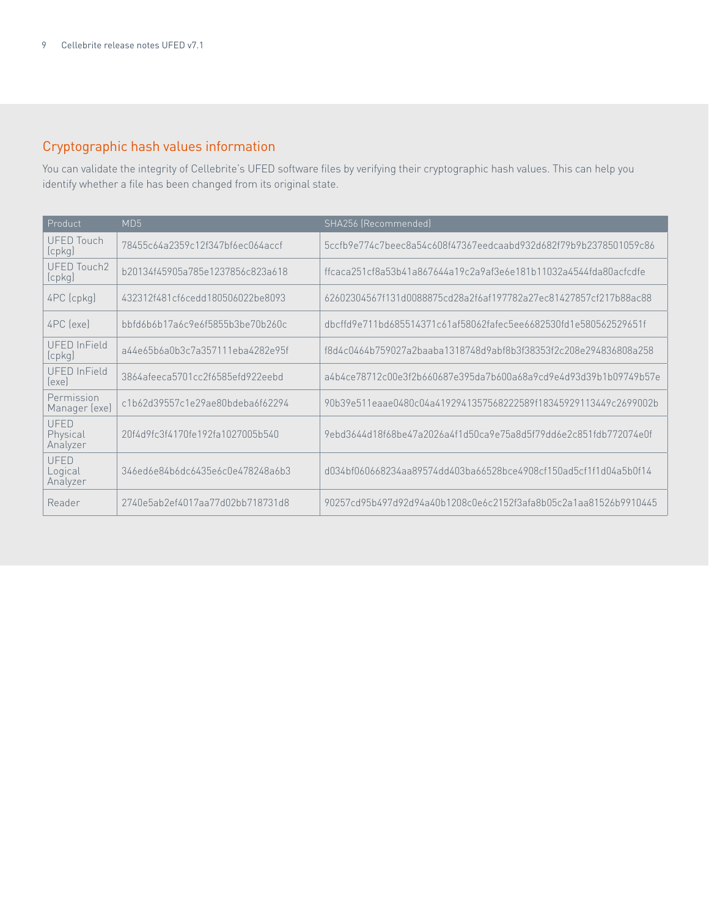## Cryptographic hash values information

You can validate the integrity of Cellebrite's UFED software files by verifying their cryptographic hash values. This can help you identify whether a file has been changed from its original state.

| Product | MD5 | SHA256 (Recommended) |
|---|---|---|
| UFED Touch (cpkg) | 78455c64a2359c12f347bf6ec064accf | 5ccfb9e774c7beec8a54c608f47367eedcaabd932d682f79b9b2378501059c86 |
| UFED Touch2 (cpkg) | b20134f45905a785e1237856c823a618 | ffcaca251cf8a53b41a867644a19c2a9af3e6e181b11032a4544fda80acfcdfe |
| 4PC (cpkg) | 432312f481cf6cedd180506022be8093 | 62602304567f131d0088875cd28a2f6af197782a27ec81427857cf217b88ac88 |
| 4PC (exe) | bbfd6b6b17a6c9e6f5855b3be70b260c | dbcffd9e711bd685514371c61af58062fafec5ee6682530fd1e580562529651f |
| UFED InField (cpkg) | a44e65b6a0b3c7a357111eba4282e95f | f8d4c0464b759027a2baaba1318748d9abf8b3f38353f2c208e294836808a258 |
| UFED InField (exe) | 3864afeeca5701cc2f6585efd922eebd | a4b4ce78712c00e3f2b660687e395da7b600a68a9cd9e4d93d39b1b09749b57e |
| Permission Manager (exe) | c1b62d39557c1e29ae80bdeba6f62294 | 90b39e511eaae0480c04a41929413575682225​89f18345929113449c2699002b |
| UFED Physical Analyzer | 20f4d9fc3f4170fe192fa1027005b540 | 9ebd3644d18f68be47a2026a4f1d50ca9e75a8d5f79dd6e2c851fdb772074e0f |
| UFED Logical Analyzer | 346ed6e84b6dc6435e6c0e478248a6b3 | d034bf060668234aa89574dd403ba66528bce4908cf150ad5cf1f1d04a5b0f14 |
| Reader | 2740e5ab2ef4017aa77d02bb718731d8 | 90257cd95b497d92d94a40b1208c0e6c2152f3afa8b05c2a1aa81526b9910445 |